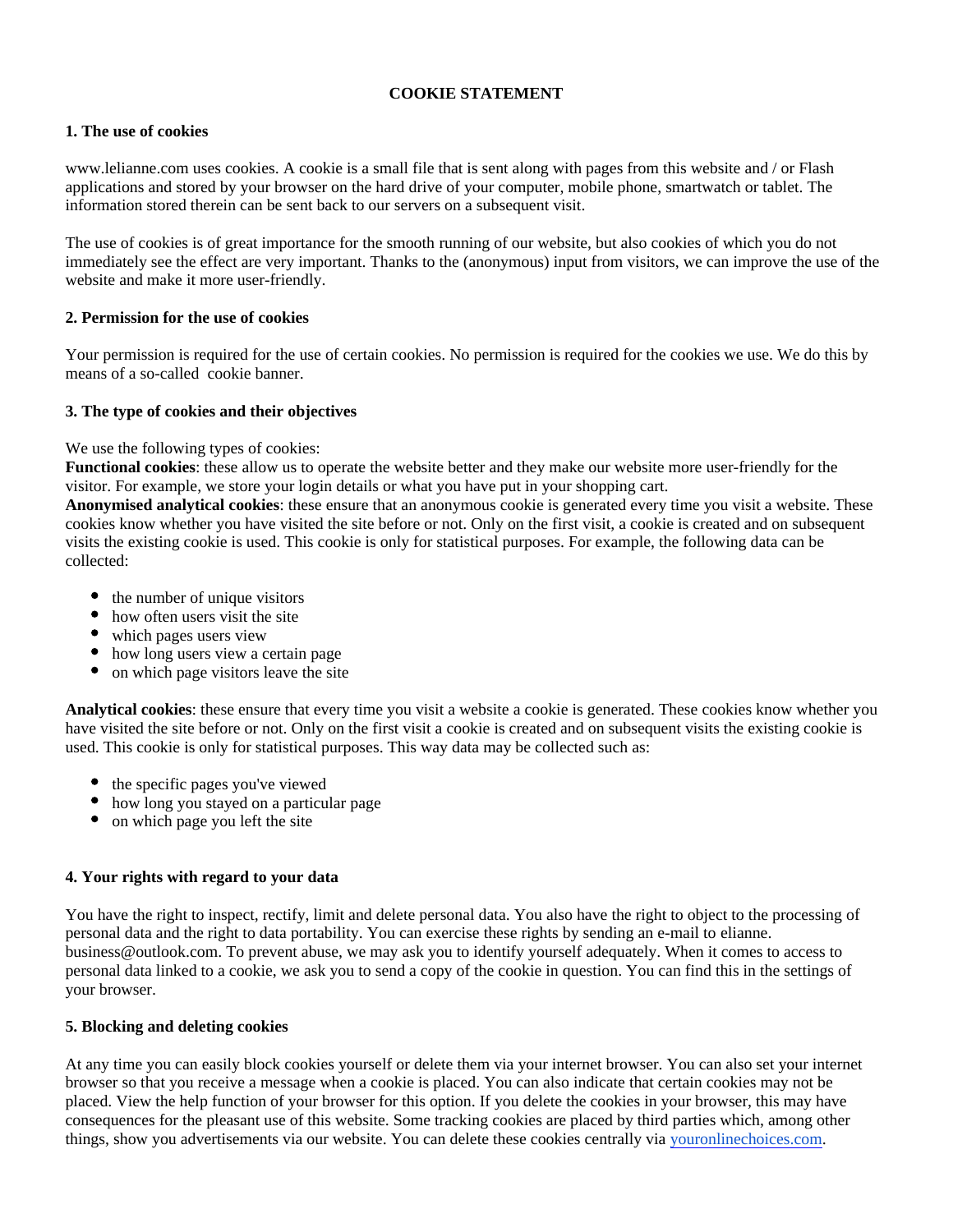# COOKIE STATEMENT

## 1. The use of cookies

www.lelianne.com uses cookies. A cookie is a small file that is sent along with pages from this website and / or Flash applications and stored by your browser on the hard drive of your computer, mobile phone, smartwatch or tablet. The information stored therein can be sent back to our servers on a subsequent visit.

The use of cookies is of great importance for the smooth running of our website, but also cookies of which you do not immediately see the effect are very important. Thanks to the (anonymous) input from visitors, we can improve the use of the website and make it more user-friendly.

## 2. Permission for the use of cookies

Your permission is required for the use of certain cookies. No permission is required for the cookies we use. We do this by means of a so-called cookie banner.

## 3. The type of cookies and their objectives

We use the following types of cookies:
**Functional cookies**: these allow us to operate the website better and they make our website more user-friendly for the visitor. For example, we store your login details or what you have put in your shopping cart.
**Anonymised analytical cookies**: these ensure that an anonymous cookie is generated every time you visit a website. These cookies know whether you have visited the site before or not. Only on the first visit, a cookie is created and on subsequent visits the existing cookie is used. This cookie is only for statistical purposes. For example, the following data can be collected:

- the number of unique visitors
- how often users visit the site
- which pages users view
- how long users view a certain page
- on which page visitors leave the site

**Analytical cookies**: these ensure that every time you visit a website a cookie is generated. These cookies know whether you have visited the site before or not. Only on the first visit a cookie is created and on subsequent visits the existing cookie is used. This cookie is only for statistical purposes. This way data may be collected such as:

- the specific pages you've viewed
- how long you stayed on a particular page
- on which page you left the site

## 4. Your rights with regard to your data

You have the right to inspect, rectify, limit and delete personal data. You also have the right to object to the processing of personal data and the right to data portability. You can exercise these rights by sending an e-mail to elianne. business@outlook.com. To prevent abuse, we may ask you to identify yourself adequately. When it comes to access to personal data linked to a cookie, we ask you to send a copy of the cookie in question. You can find this in the settings of your browser.

## 5. Blocking and deleting cookies

At any time you can easily block cookies yourself or delete them via your internet browser. You can also set your internet browser so that you receive a message when a cookie is placed. You can also indicate that certain cookies may not be placed. View the help function of your browser for this option. If you delete the cookies in your browser, this may have consequences for the pleasant use of this website. Some tracking cookies are placed by third parties which, among other things, show you advertisements via our website. You can delete these cookies centrally via youronlinechoices.com.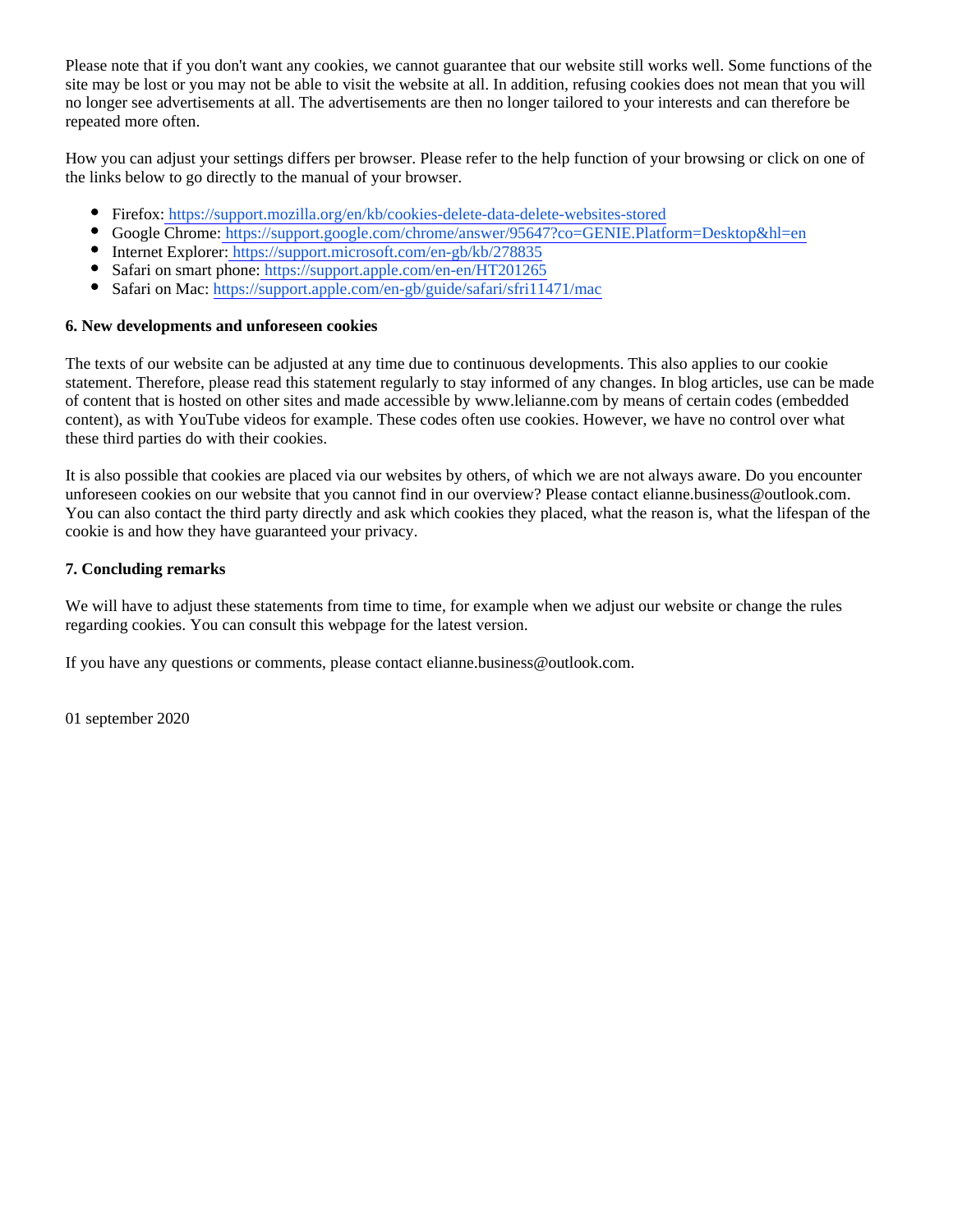Please note that if you don't want any cookies, we cannot guarantee that our website still works well. Some functions of the site may be lost or you may not be able to visit the website at all. In addition, refusing cookies does not mean that you will no longer see advertisements at all. The advertisements are then no longer tailored to your interests and can therefore be repeated more often.

How you can adjust your settings differs per browser. Please refer to the help function of your browsing or click on one of the links below to go directly to the manual of your browser.

- Firefox: https://support.mozilla.org/en/kb/cookies-delete-data-delete-websites-stored
- Google Chrome: https://support.google.com/chrome/answer/95647?co=GENIE.Platform=Desktop&hl=en
- Internet Explorer: https://support.microsoft.com/en-gb/kb/278835
- Safari on smart phone: https://support.apple.com/en-en/HT201265
- Safari on Mac: https://support.apple.com/en-gb/guide/safari/sfri11471/mac

**6. New developments and unforeseen cookies**

The texts of our website can be adjusted at any time due to continuous developments. This also applies to our cookie statement. Therefore, please read this statement regularly to stay informed of any changes. In blog articles, use can be made of content that is hosted on other sites and made accessible by www.lelianne.com by means of certain codes (embedded content), as with YouTube videos for example. These codes often use cookies. However, we have no control over what these third parties do with their cookies.

It is also possible that cookies are placed via our websites by others, of which we are not always aware. Do you encounter unforeseen cookies on our website that you cannot find in our overview? Please contact elianne.business@outlook.com. You can also contact the third party directly and ask which cookies they placed, what the reason is, what the lifespan of the cookie is and how they have guaranteed your privacy.

**7. Concluding remarks**

We will have to adjust these statements from time to time, for example when we adjust our website or change the rules regarding cookies. You can consult this webpage for the latest version.

If you have any questions or comments, please contact elianne.business@outlook.com.

01 september 2020